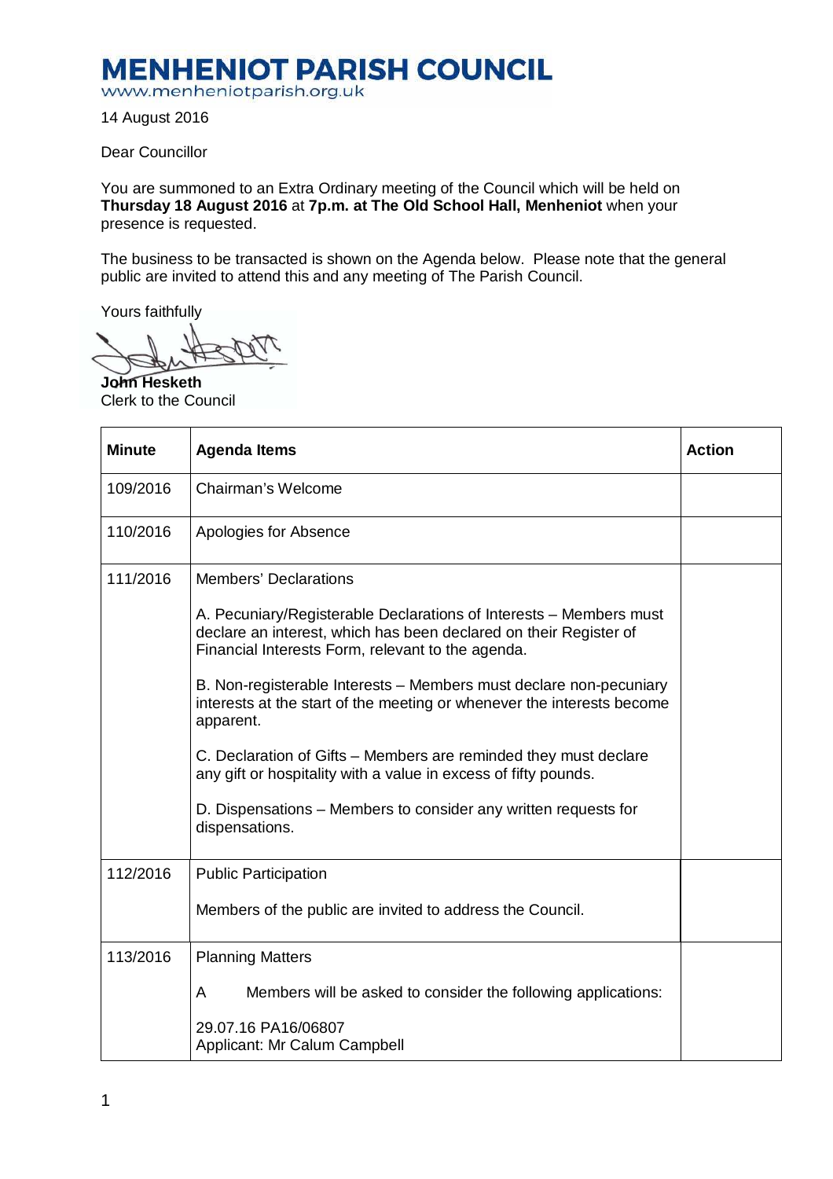# MENHENIOT PARISH COUNCIL

www.menheniotparish.org.uk

14 August 2016

Dear Councillor

You are summoned to an Extra Ordinary meeting of the Council which will be held on **Thursday 18 August 2016** at **7p.m. at The Old School Hall, Menheniot** when your presence is requested.

The business to be transacted is shown on the Agenda below. Please note that the general public are invited to attend this and any meeting of The Parish Council.

Yours faithfully

**John Hesketh**
Clerk to the Council

| Minute | Agenda Items | Action |
|---|---|---|
| 109/2016 | Chairman's Welcome | |
| 110/2016 | Apologies for Absence | |
| 111/2016 | Members' Declarations<br><br>A. Pecuniary/Registerable Declarations of Interests – Members must declare an interest, which has been declared on their Register of Financial Interests Form, relevant to the agenda.<br><br>B. Non-registerable Interests – Members must declare non-pecuniary interests at the start of the meeting or whenever the interests become apparent.<br><br>C. Declaration of Gifts – Members are reminded they must declare any gift or hospitality with a value in excess of fifty pounds.<br><br>D. Dispensations – Members to consider any written requests for dispensations. | |
| 112/2016 | Public Participation<br><br>Members of the public are invited to address the Council. | |
| 113/2016 | Planning Matters<br><br>A Members will be asked to consider the following applications:<br><br>29.07.16 PA16/06807<br>Applicant: Mr Calum Campbell | |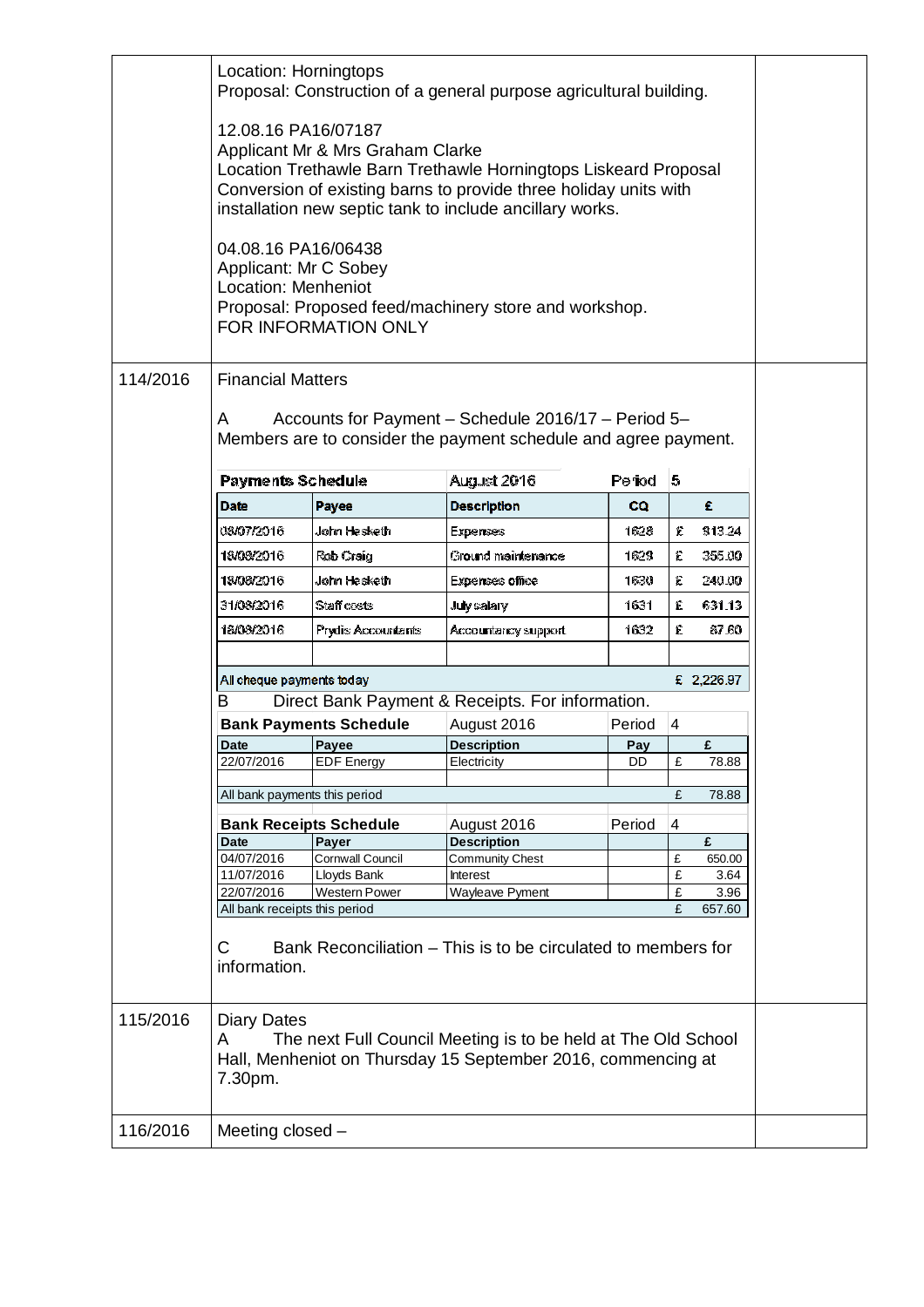| | | |
|---|---|---|
| | Location: Horningtops<br>Proposal: Construction of a general purpose agricultural building.<br><br>12.08.16 PA16/07187<br>Applicant Mr & Mrs Graham Clarke<br>Location Trethawle Barn Trethawle Horningtops Liskeard Proposal Conversion of existing barns to provide three holiday units with installation new septic tank to include ancillary works.<br><br>04.08.16 PA16/06438<br>Applicant: Mr C Sobey<br>Location: Menheniot<br>Proposal: Proposed feed/machinery store and workshop.<br>FOR INFORMATION ONLY | |
| 114/2016 | Financial Matters<br><br>A Accounts for Payment – Schedule 2016/17 – Period 5– Members are to consider the payment schedule and agree payment. | |

**Payments Schedule** — August 2016 — Period 5

| Date | Payee | Description | CQ | £ |
|---|---|---|---|---|
| 08/07/2016 | John Hesketh | Expenses | 1628 | £ 913.24 |
| 18/08/2016 | Rob Craig | Ground maintenance | 1629 | £ 355.00 |
| 18/08/2016 | John Hesketh | Expenses office | 1630 | £ 240.00 |
| 31/08/2016 | Staff costs | July salary | 1631 | £ 631.13 |
| 18/08/2016 | Prydis Accountants | Accountancy support | 1632 | £ 87.60 |
| | | | | |
| All cheque payments today | | | | £ 2,226.97 |

B Direct Bank Payment & Receipts. For information.

**Bank Payments Schedule** — August 2016 — Period 4

| Date | Payee | Description | Pay | £ |
|---|---|---|---|---|
| 22/07/2016 | EDF Energy | Electricity | DD | £ 78.88 |
| | | | | |
| All bank payments this period | | | | £ 78.88 |

**Bank Receipts Schedule** — August 2016 — Period 4

| Date | Payer | Description | | £ |
|---|---|---|---|---|
| 04/07/2016 | Cornwall Council | Community Chest | | £ 650.00 |
| 11/07/2016 | Lloyds Bank | Interest | | £ 3.64 |
| 22/07/2016 | Western Power | Wayleave Pyment | | £ 3.96 |
| All bank receipts this period | | | | £ 657.60 |

C Bank Reconciliation – This is to be circulated to members for information.

| | | |
|---|---|---|
| 115/2016 | Diary Dates<br>A The next Full Council Meeting is to be held at The Old School Hall, Menheniot on Thursday 15 September 2016, commencing at 7.30pm. | |
| 116/2016 | Meeting closed – | |